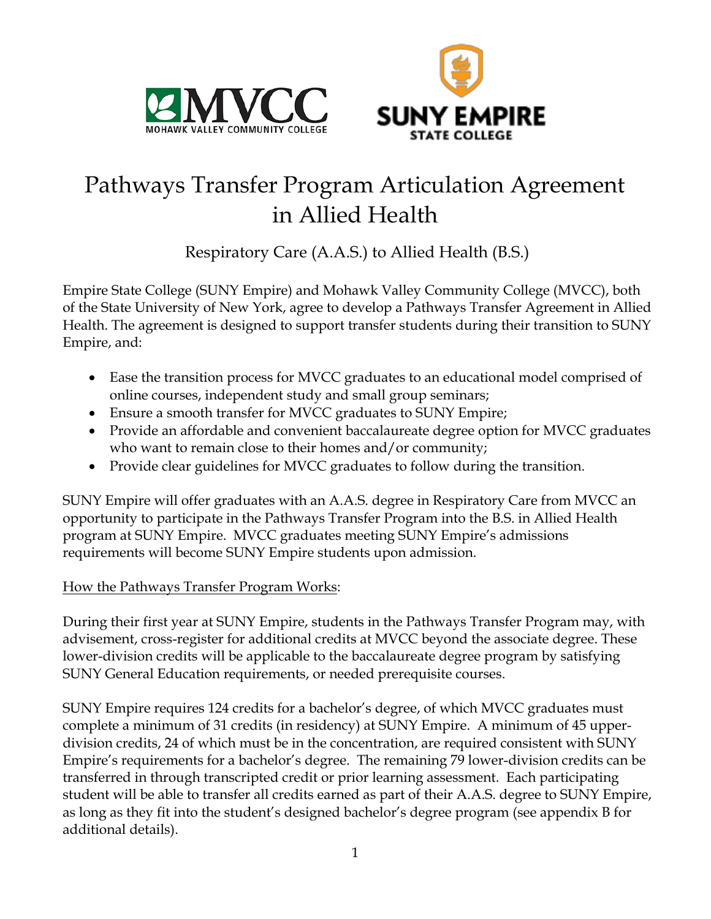# Pathways Transfer Program Articulation Agreement in Allied Health

## Respiratory Care (A.A.S.) to Allied Health (B.S.)

Empire State College (SUNY Empire) and Mohawk Valley Community College (MVCC), both of the State University of New York, agree to develop a Pathways Transfer Agreement in Allied Health. The agreement is designed to support transfer students during their transition to SUNY Empire, and:

- Ease the transition process for MVCC graduates to an educational model comprised of online courses, independent study and small group seminars;
- Ensure a smooth transfer for MVCC graduates to SUNY Empire;
- Provide an affordable and convenient baccalaureate degree option for MVCC graduates who want to remain close to their homes and/or community;
- Provide clear guidelines for MVCC graduates to follow during the transition.

SUNY Empire will offer graduates with an A.A.S. degree in Respiratory Care from MVCC an opportunity to participate in the Pathways Transfer Program into the B.S. in Allied Health program at SUNY Empire. MVCC graduates meeting SUNY Empire's admissions requirements will become SUNY Empire students upon admission.

How the Pathways Transfer Program Works:

During their first year at SUNY Empire, students in the Pathways Transfer Program may, with advisement, cross-register for additional credits at MVCC beyond the associate degree. These lower-division credits will be applicable to the baccalaureate degree program by satisfying SUNY General Education requirements, or needed prerequisite courses.

SUNY Empire requires 124 credits for a bachelor's degree, of which MVCC graduates must complete a minimum of 31 credits (in residency) at SUNY Empire. A minimum of 45 upper-division credits, 24 of which must be in the concentration, are required consistent with SUNY Empire's requirements for a bachelor's degree. The remaining 79 lower-division credits can be transferred in through transcripted credit or prior learning assessment. Each participating student will be able to transfer all credits earned as part of their A.A.S. degree to SUNY Empire, as long as they fit into the student's designed bachelor's degree program (see appendix B for additional details).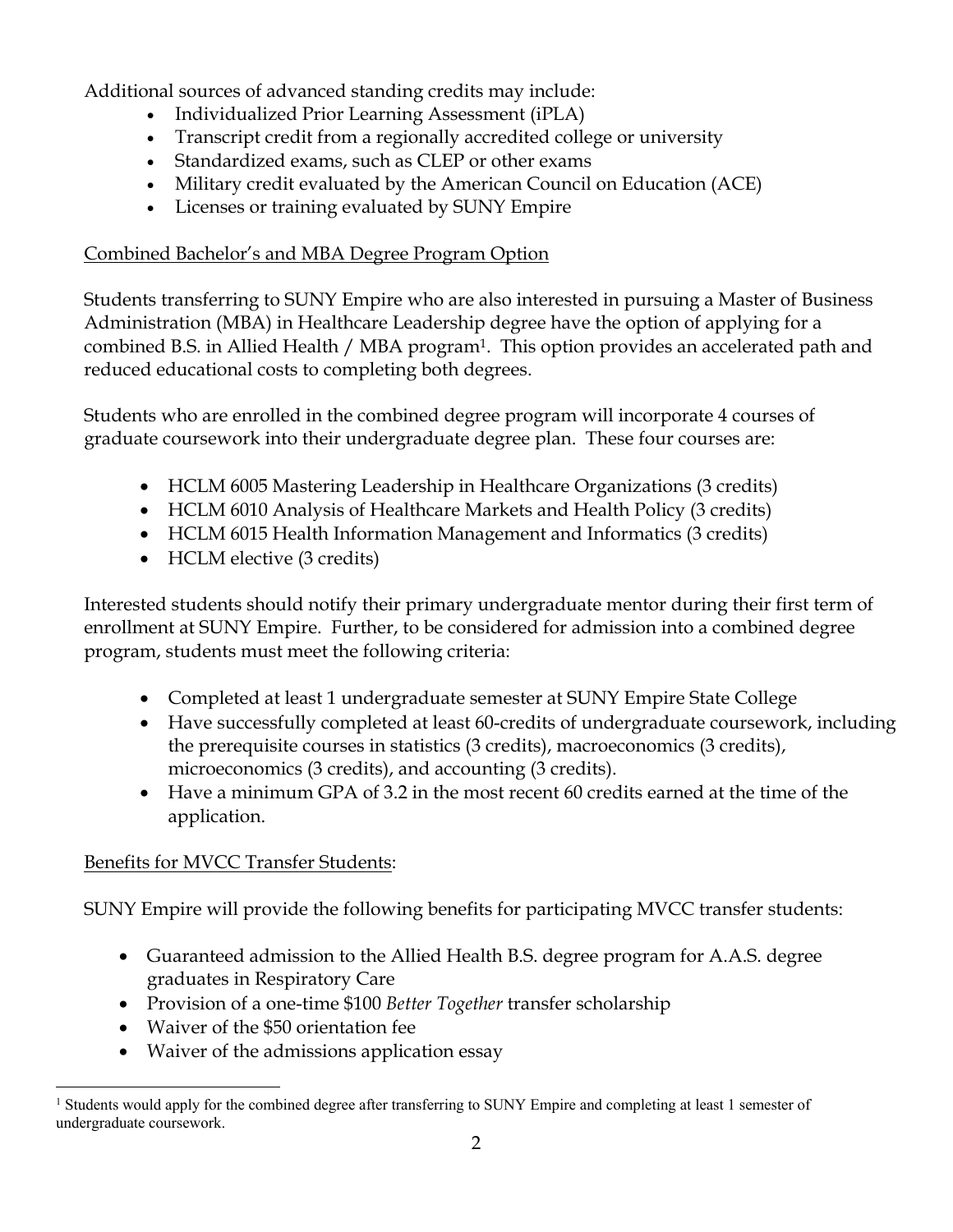Additional sources of advanced standing credits may include:

- Individualized Prior Learning Assessment (iPLA)
- Transcript credit from a regionally accredited college or university
- Standardized exams, such as CLEP or other exams
- Military credit evaluated by the American Council on Education (ACE)
- Licenses or training evaluated by SUNY Empire

<u>Combined Bachelor's and MBA Degree Program Option</u>

Students transferring to SUNY Empire who are also interested in pursuing a Master of Business Administration (MBA) in Healthcare Leadership degree have the option of applying for a combined B.S. in Allied Health / MBA program[1]. This option provides an accelerated path and reduced educational costs to completing both degrees.

Students who are enrolled in the combined degree program will incorporate 4 courses of graduate coursework into their undergraduate degree plan. These four courses are:

- HCLM 6005 Mastering Leadership in Healthcare Organizations (3 credits)
- HCLM 6010 Analysis of Healthcare Markets and Health Policy (3 credits)
- HCLM 6015 Health Information Management and Informatics (3 credits)
- HCLM elective (3 credits)

Interested students should notify their primary undergraduate mentor during their first term of enrollment at SUNY Empire. Further, to be considered for admission into a combined degree program, students must meet the following criteria:

- Completed at least 1 undergraduate semester at SUNY Empire State College
- Have successfully completed at least 60-credits of undergraduate coursework, including the prerequisite courses in statistics (3 credits), macroeconomics (3 credits), microeconomics (3 credits), and accounting (3 credits).
- Have a minimum GPA of 3.2 in the most recent 60 credits earned at the time of the application.

<u>Benefits for MVCC Transfer Students</u>:

SUNY Empire will provide the following benefits for participating MVCC transfer students:

- Guaranteed admission to the Allied Health B.S. degree program for A.A.S. degree graduates in Respiratory Care
- Provision of a one-time $100 *Better Together* transfer scholarship
- Waiver of the $50 orientation fee
- Waiver of the admissions application essay

[1] Students would apply for the combined degree after transferring to SUNY Empire and completing at least 1 semester of undergraduate coursework.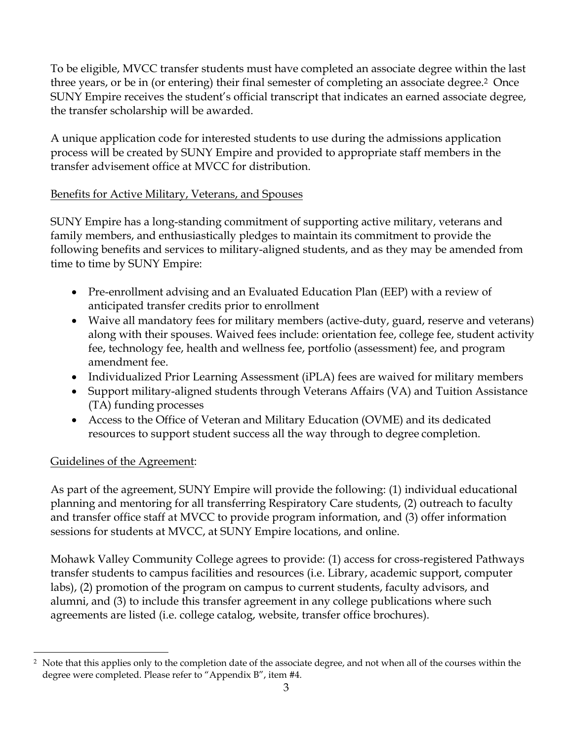To be eligible, MVCC transfer students must have completed an associate degree within the last three years, or be in (or entering) their final semester of completing an associate degree.[2] Once SUNY Empire receives the student's official transcript that indicates an earned associate degree, the transfer scholarship will be awarded.

A unique application code for interested students to use during the admissions application process will be created by SUNY Empire and provided to appropriate staff members in the transfer advisement office at MVCC for distribution.

<u>Benefits for Active Military, Veterans, and Spouses</u>

SUNY Empire has a long-standing commitment of supporting active military, veterans and family members, and enthusiastically pledges to maintain its commitment to provide the following benefits and services to military-aligned students, and as they may be amended from time to time by SUNY Empire:

- Pre-enrollment advising and an Evaluated Education Plan (EEP) with a review of anticipated transfer credits prior to enrollment
- Waive all mandatory fees for military members (active-duty, guard, reserve and veterans) along with their spouses. Waived fees include: orientation fee, college fee, student activity fee, technology fee, health and wellness fee, portfolio (assessment) fee, and program amendment fee.
- Individualized Prior Learning Assessment (iPLA) fees are waived for military members
- Support military-aligned students through Veterans Affairs (VA) and Tuition Assistance (TA) funding processes
- Access to the Office of Veteran and Military Education (OVME) and its dedicated resources to support student success all the way through to degree completion.

<u>Guidelines of the Agreement</u>:

As part of the agreement, SUNY Empire will provide the following: (1) individual educational planning and mentoring for all transferring Respiratory Care students, (2) outreach to faculty and transfer office staff at MVCC to provide program information, and (3) offer information sessions for students at MVCC, at SUNY Empire locations, and online.

Mohawk Valley Community College agrees to provide: (1) access for cross-registered Pathways transfer students to campus facilities and resources (i.e. Library, academic support, computer labs), (2) promotion of the program on campus to current students, faculty advisors, and alumni, and (3) to include this transfer agreement in any college publications where such agreements are listed (i.e. college catalog, website, transfer office brochures).

---

[2] Note that this applies only to the completion date of the associate degree, and not when all of the courses within the degree were completed. Please refer to "Appendix B", item #4.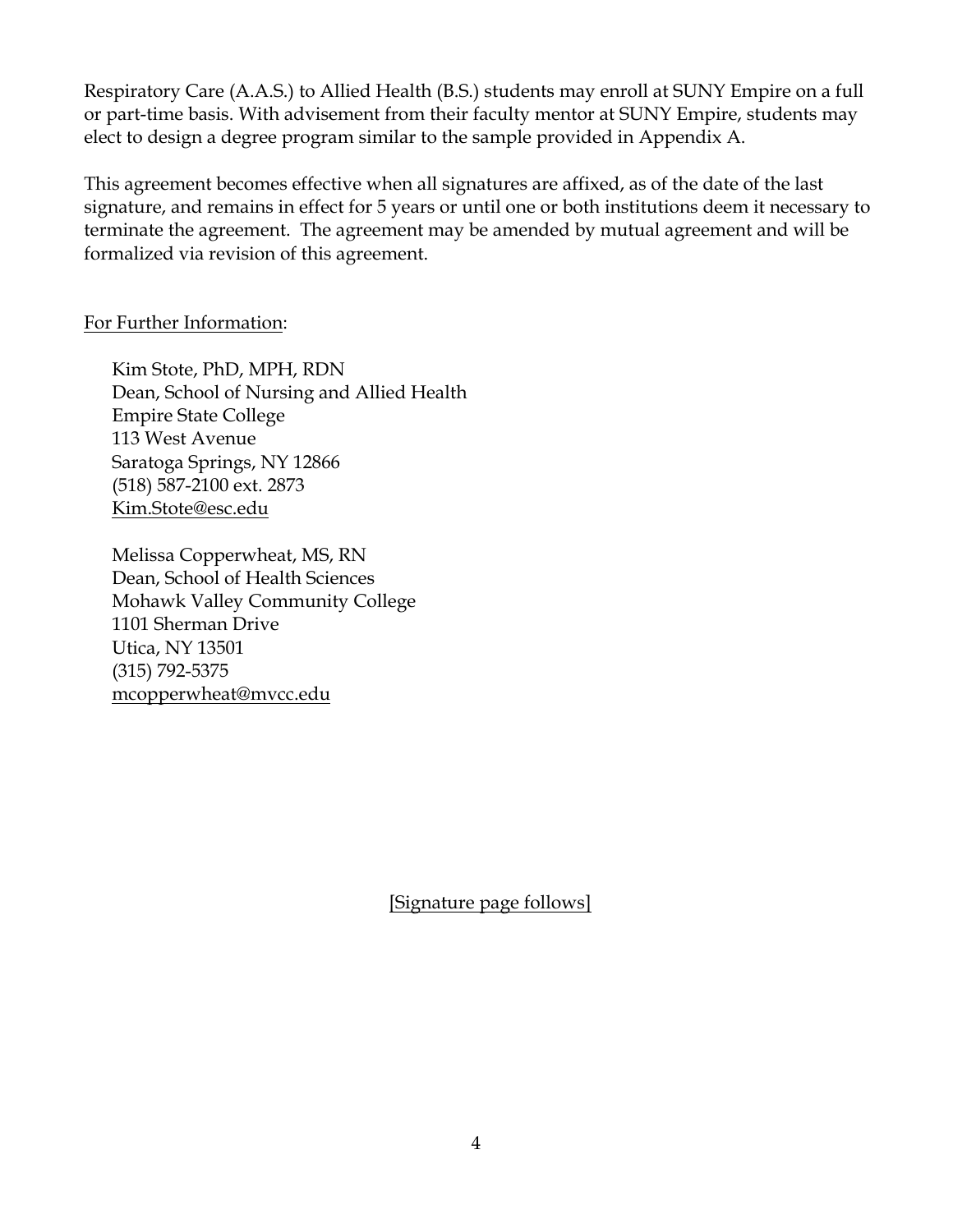Respiratory Care (A.A.S.) to Allied Health (B.S.) students may enroll at SUNY Empire on a full or part-time basis. With advisement from their faculty mentor at SUNY Empire, students may elect to design a degree program similar to the sample provided in Appendix A.

This agreement becomes effective when all signatures are affixed, as of the date of the last signature, and remains in effect for 5 years or until one or both institutions deem it necessary to terminate the agreement. The agreement may be amended by mutual agreement and will be formalized via revision of this agreement.

For Further Information:

Kim Stote, PhD, MPH, RDN
Dean, School of Nursing and Allied Health
Empire State College
113 West Avenue
Saratoga Springs, NY 12866
(518) 587-2100 ext. 2873
Kim.Stote@esc.edu

Melissa Copperwheat, MS, RN
Dean, School of Health Sciences
Mohawk Valley Community College
1101 Sherman Drive
Utica, NY 13501
(315) 792-5375
mcopperwheat@mvcc.edu

[Signature page follows]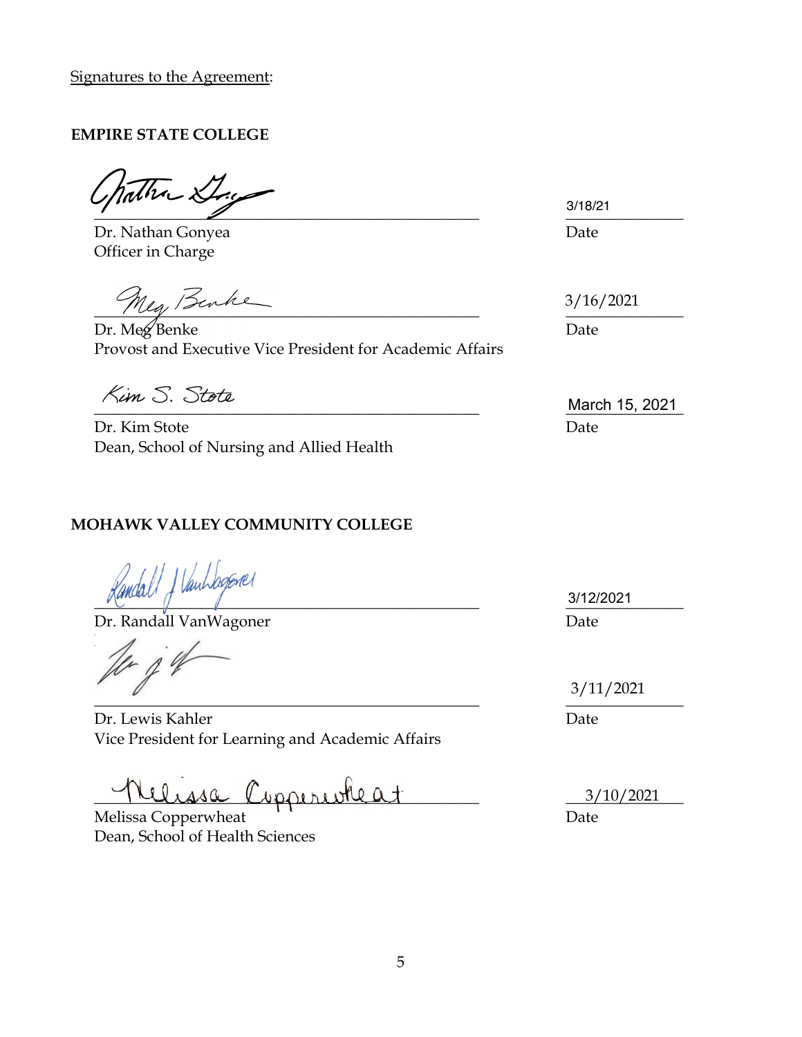Signatures to the Agreement:

**EMPIRE STATE COLLEGE**

| | |
|---|---|
| Dr. Nathan Gonyea<br>Officer in Charge | 3/18/21<br>Date |
| Dr. Meg Benke<br>Provost and Executive Vice President for Academic Affairs | 3/16/2021<br>Date |
| Dr. Kim Stote<br>Dean, School of Nursing and Allied Health | March 15, 2021<br>Date |

**MOHAWK VALLEY COMMUNITY COLLEGE**

| | |
|---|---|
| Dr. Randall VanWagoner | 3/12/2021<br>Date |
| Dr. Lewis Kahler<br>Vice President for Learning and Academic Affairs | 3/11/2021<br>Date |
| Melissa Copperwheat<br>Dean, School of Health Sciences | 3/10/2021<br>Date |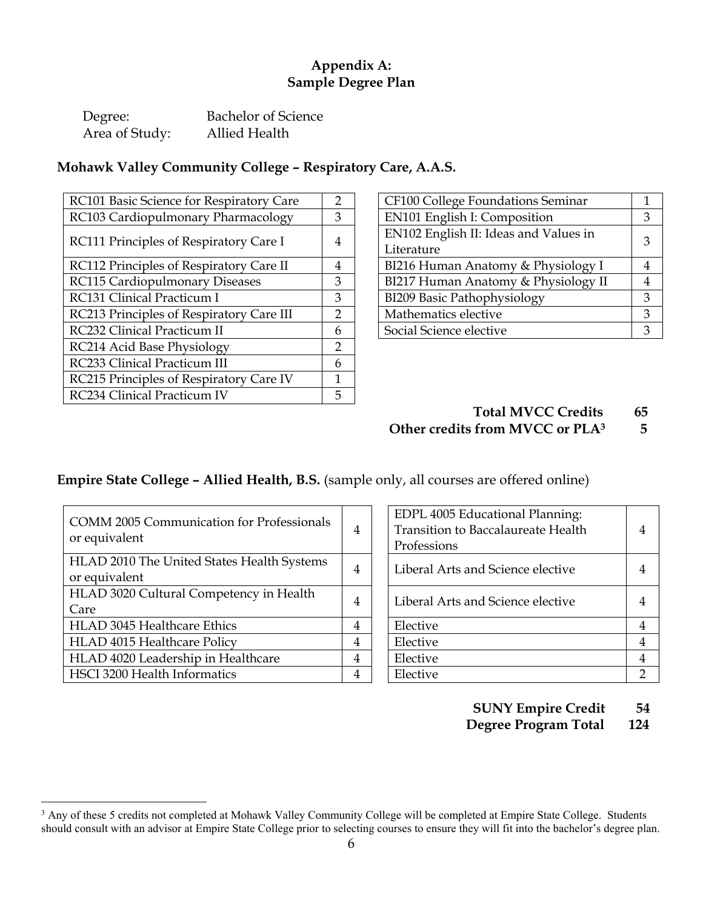## Appendix A:
## Sample Degree Plan

Degree: Bachelor of Science
Area of Study: Allied Health

### Mohawk Valley Community College – Respiratory Care, A.A.S.

| Course | Credits |
|---|---|
| RC101 Basic Science for Respiratory Care | 2 |
| RC103 Cardiopulmonary Pharmacology | 3 |
| RC111 Principles of Respiratory Care I | 4 |
| RC112 Principles of Respiratory Care II | 4 |
| RC115 Cardiopulmonary Diseases | 3 |
| RC131 Clinical Practicum I | 3 |
| RC213 Principles of Respiratory Care III | 2 |
| RC232 Clinical Practicum II | 6 |
| RC214 Acid Base Physiology | 2 |
| RC233 Clinical Practicum III | 6 |
| RC215 Principles of Respiratory Care IV | 1 |
| RC234 Clinical Practicum IV | 5 |

| Course | Credits |
|---|---|
| CF100 College Foundations Seminar | 1 |
| EN101 English I: Composition | 3 |
| EN102 English II: Ideas and Values in Literature | 3 |
| BI216 Human Anatomy & Physiology I | 4 |
| BI217 Human Anatomy & Physiology II | 4 |
| BI209 Basic Pathophysiology | 3 |
| Mathematics elective | 3 |
| Social Science elective | 3 |

**Total MVCC Credits 65**
**Other credits from MVCC or PLA[3] 5**

### Empire State College – Allied Health, B.S. (sample only, all courses are offered online)

| Course | Credits |
|---|---|
| COMM 2005 Communication for Professionals or equivalent | 4 |
| HLAD 2010 The United States Health Systems or equivalent | 4 |
| HLAD 3020 Cultural Competency in Health Care | 4 |
| HLAD 3045 Healthcare Ethics | 4 |
| HLAD 4015 Healthcare Policy | 4 |
| HLAD 4020 Leadership in Healthcare | 4 |
| HSCI 3200 Health Informatics | 4 |

| Course | Credits |
|---|---|
| EDPL 4005 Educational Planning: Transition to Baccalaureate Health Professions | 4 |
| Liberal Arts and Science elective | 4 |
| Liberal Arts and Science elective | 4 |
| Elective | 4 |
| Elective | 4 |
| Elective | 4 |
| Elective | 2 |

**SUNY Empire Credit 54**
**Degree Program Total 124**

[3] Any of these 5 credits not completed at Mohawk Valley Community College will be completed at Empire State College. Students should consult with an advisor at Empire State College prior to selecting courses to ensure they will fit into the bachelor's degree plan.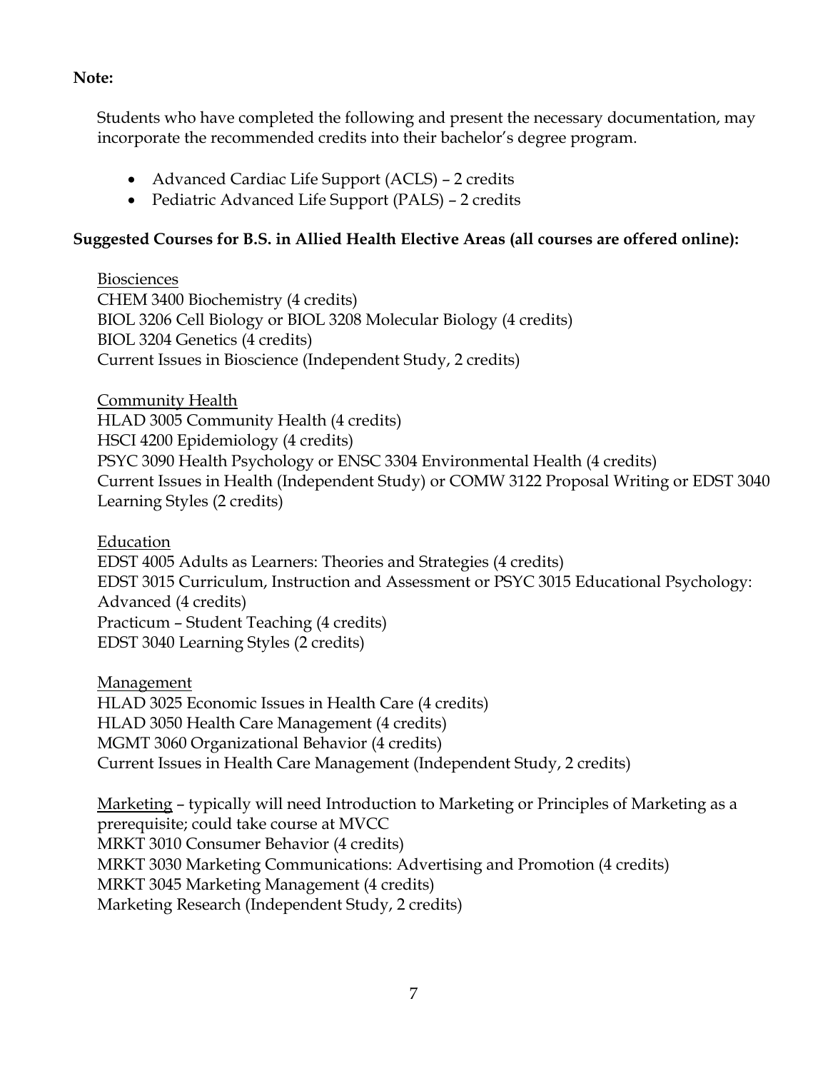**Note:**

Students who have completed the following and present the necessary documentation, may incorporate the recommended credits into their bachelor's degree program.

- Advanced Cardiac Life Support (ACLS) – 2 credits
- Pediatric Advanced Life Support (PALS) – 2 credits

**Suggested Courses for B.S. in Allied Health Elective Areas (all courses are offered online):**

<u>Biosciences</u>
CHEM 3400 Biochemistry (4 credits)
BIOL 3206 Cell Biology or BIOL 3208 Molecular Biology (4 credits)
BIOL 3204 Genetics (4 credits)
Current Issues in Bioscience (Independent Study, 2 credits)

<u>Community Health</u>
HLAD 3005 Community Health (4 credits)
HSCI 4200 Epidemiology (4 credits)
PSYC 3090 Health Psychology or ENSC 3304 Environmental Health (4 credits)
Current Issues in Health (Independent Study) or COMW 3122 Proposal Writing or EDST 3040 Learning Styles (2 credits)

<u>Education</u>
EDST 4005 Adults as Learners: Theories and Strategies (4 credits)
EDST 3015 Curriculum, Instruction and Assessment or PSYC 3015 Educational Psychology: Advanced (4 credits)
Practicum – Student Teaching (4 credits)
EDST 3040 Learning Styles (2 credits)

<u>Management</u>
HLAD 3025 Economic Issues in Health Care (4 credits)
HLAD 3050 Health Care Management (4 credits)
MGMT 3060 Organizational Behavior (4 credits)
Current Issues in Health Care Management (Independent Study, 2 credits)

<u>Marketing</u> – typically will need Introduction to Marketing or Principles of Marketing as a prerequisite; could take course at MVCC
MRKT 3010 Consumer Behavior (4 credits)
MRKT 3030 Marketing Communications: Advertising and Promotion (4 credits)
MRKT 3045 Marketing Management (4 credits)
Marketing Research (Independent Study, 2 credits)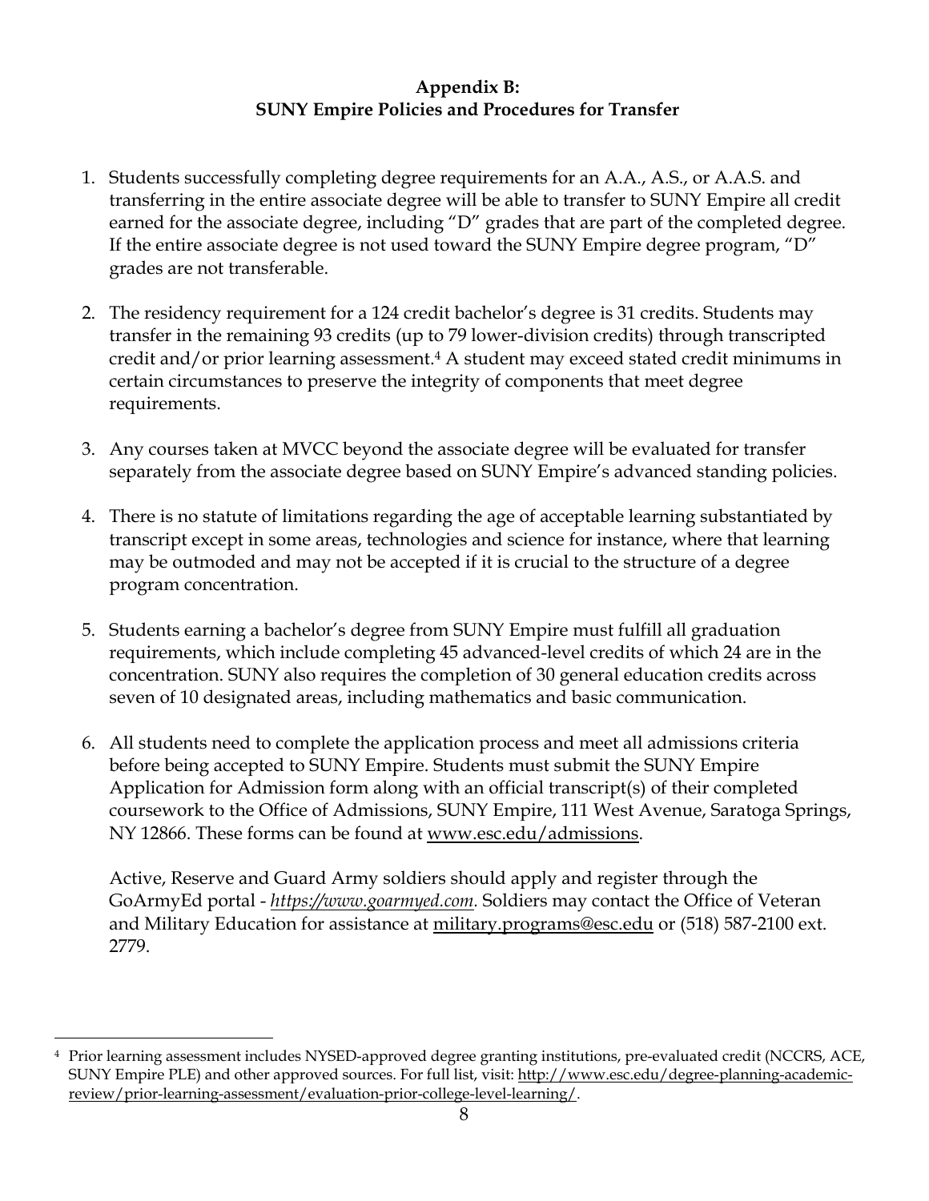## Appendix B:
## SUNY Empire Policies and Procedures for Transfer

1. Students successfully completing degree requirements for an A.A., A.S., or A.A.S. and transferring in the entire associate degree will be able to transfer to SUNY Empire all credit earned for the associate degree, including "D" grades that are part of the completed degree. If the entire associate degree is not used toward the SUNY Empire degree program, "D" grades are not transferable.

2. The residency requirement for a 124 credit bachelor's degree is 31 credits. Students may transfer in the remaining 93 credits (up to 79 lower-division credits) through transcripted credit and/or prior learning assessment.[4] A student may exceed stated credit minimums in certain circumstances to preserve the integrity of components that meet degree requirements.

3. Any courses taken at MVCC beyond the associate degree will be evaluated for transfer separately from the associate degree based on SUNY Empire's advanced standing policies.

4. There is no statute of limitations regarding the age of acceptable learning substantiated by transcript except in some areas, technologies and science for instance, where that learning may be outmoded and may not be accepted if it is crucial to the structure of a degree program concentration.

5. Students earning a bachelor's degree from SUNY Empire must fulfill all graduation requirements, which include completing 45 advanced-level credits of which 24 are in the concentration. SUNY also requires the completion of 30 general education credits across seven of 10 designated areas, including mathematics and basic communication.

6. All students need to complete the application process and meet all admissions criteria before being accepted to SUNY Empire. Students must submit the SUNY Empire Application for Admission form along with an official transcript(s) of their completed coursework to the Office of Admissions, SUNY Empire, 111 West Avenue, Saratoga Springs, NY 12866. These forms can be found at www.esc.edu/admissions.

   Active, Reserve and Guard Army soldiers should apply and register through the GoArmyEd portal - *https://www.goarmyed.com*. Soldiers may contact the Office of Veteran and Military Education for assistance at military.programs@esc.edu or (518) 587-2100 ext. 2779.

---

[4] Prior learning assessment includes NYSED-approved degree granting institutions, pre-evaluated credit (NCCRS, ACE, SUNY Empire PLE) and other approved sources. For full list, visit: http://www.esc.edu/degree-planning-academic-review/prior-learning-assessment/evaluation-prior-college-level-learning/.